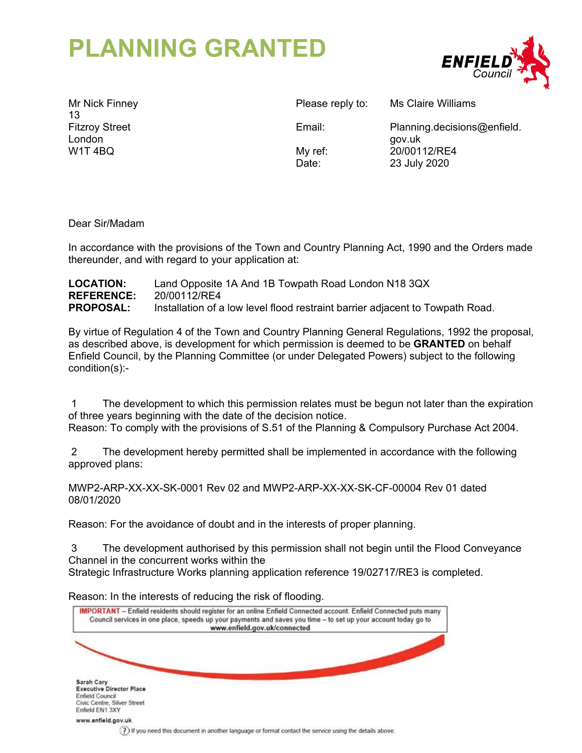# PLANNING GRANTED

ENFIELD Council

Mr Nick Finney
13
Fitzroy Street
London
W1T 4BQ

Please reply to: Ms Claire Williams
Email: Planning.decisions@enfield.gov.uk
My ref: 20/00112/RE4
Date: 23 July 2020

Dear Sir/Madam

In accordance with the provisions of the Town and Country Planning Act, 1990 and the Orders made thereunder, and with regard to your application at:

**LOCATION:** Land Opposite 1A And 1B Towpath Road London N18 3QX
**REFERENCE:** 20/00112/RE4
**PROPOSAL:** Installation of a low level flood restraint barrier adjacent to Towpath Road.

By virtue of Regulation 4 of the Town and Country Planning General Regulations, 1992 the proposal, as described above, is development for which permission is deemed to be **GRANTED** on behalf Enfield Council, by the Planning Committee (or under Delegated Powers) subject to the following condition(s):-

1 The development to which this permission relates must be begun not later than the expiration of three years beginning with the date of the decision notice.
Reason: To comply with the provisions of S.51 of the Planning & Compulsory Purchase Act 2004.

2 The development hereby permitted shall be implemented in accordance with the following approved plans:

MWP2-ARP-XX-XX-SK-0001 Rev 02 and MWP2-ARP-XX-XX-SK-CF-00004 Rev 01 dated 08/01/2020

Reason: For the avoidance of doubt and in the interests of proper planning.

3 The development authorised by this permission shall not begin until the Flood Conveyance Channel in the concurrent works within the
Strategic Infrastructure Works planning application reference 19/02717/RE3 is completed.

Reason: In the interests of reducing the risk of flooding.

IMPORTANT – Enfield residents should register for an online Enfield Connected account. Enfield Connected puts many Council services in one place, speeds up your payments and saves you time – to set up your account today go to www.enfield.gov.uk/connected

Sarah Cary
Executive Director Place
Enfield Council
Civic Centre, Silver Street
Enfield EN1 3XY

www.enfield.gov.uk

If you need this document in another language or format contact the service using the details above.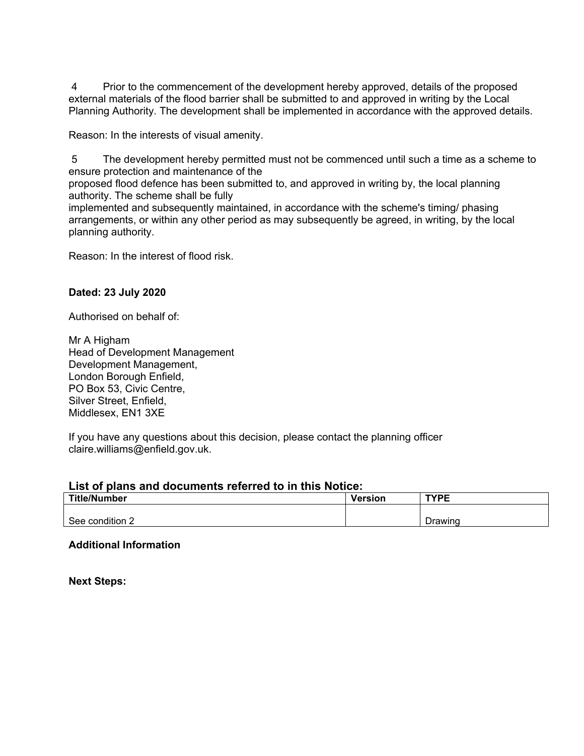4 Prior to the commencement of the development hereby approved, details of the proposed external materials of the flood barrier shall be submitted to and approved in writing by the Local Planning Authority. The development shall be implemented in accordance with the approved details.

Reason: In the interests of visual amenity.

5 The development hereby permitted must not be commenced until such a time as a scheme to ensure protection and maintenance of the proposed flood defence has been submitted to, and approved in writing by, the local planning authority. The scheme shall be fully implemented and subsequently maintained, in accordance with the scheme's timing/ phasing arrangements, or within any other period as may subsequently be agreed, in writing, by the local planning authority.

Reason: In the interest of flood risk.

**Dated: 23 July 2020**

Authorised on behalf of:

Mr A Higham
Head of Development Management
Development Management,
London Borough Enfield,
PO Box 53, Civic Centre,
Silver Street, Enfield,
Middlesex, EN1 3XE

If you have any questions about this decision, please contact the planning officer claire.williams@enfield.gov.uk.

### List of plans and documents referred to in this Notice:

| Title/Number | Version | TYPE |
| --- | --- | --- |
| See condition 2 | | Drawing |

**Additional Information**

**Next Steps:**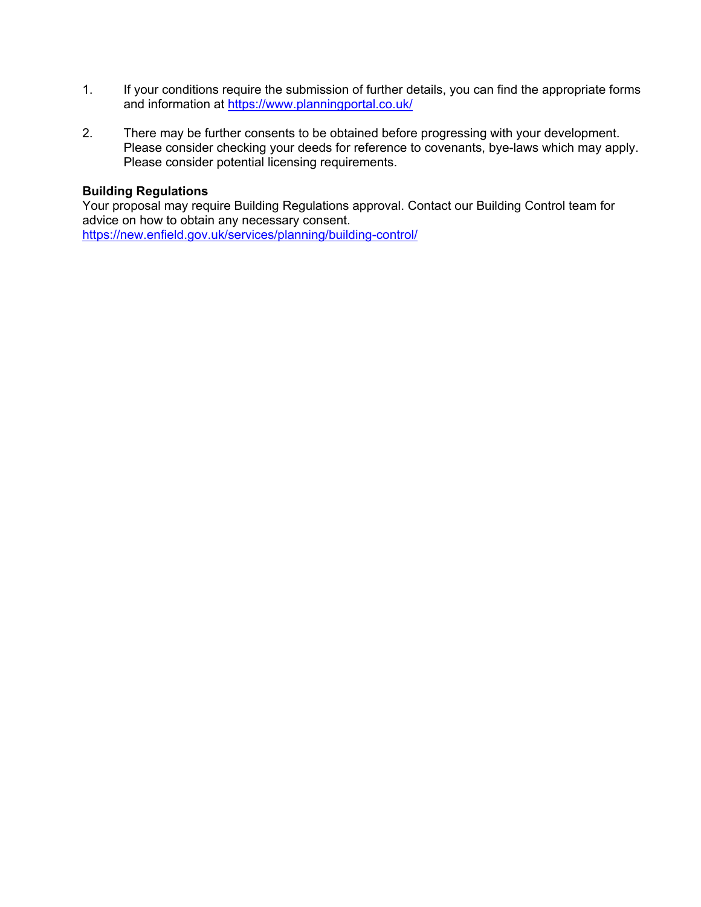1. If your conditions require the submission of further details, you can find the appropriate forms and information at https://www.planningportal.co.uk/

2. There may be further consents to be obtained before progressing with your development. Please consider checking your deeds for reference to covenants, bye-laws which may apply. Please consider potential licensing requirements.

**Building Regulations**
Your proposal may require Building Regulations approval. Contact our Building Control team for advice on how to obtain any necessary consent.
https://new.enfield.gov.uk/services/planning/building-control/